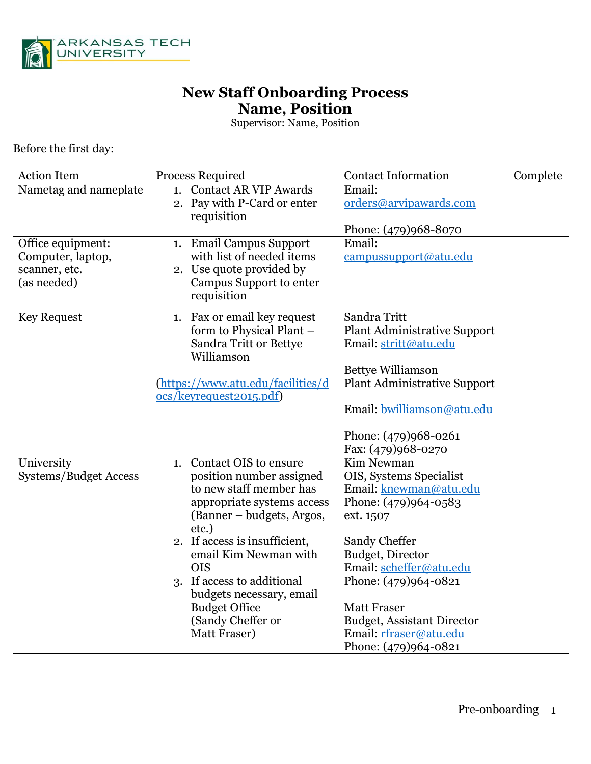# New Staff Onboarding Process
## Name, Position

Supervisor: Name, Position

Before the first day:

| Action Item | Process Required | Contact Information | Complete |
|---|---|---|---|
| Nametag and nameplate | 1. Contact AR VIP Awards<br>2. Pay with P-Card or enter requisition | Email: orders@arvipawards.com<br><br>Phone: (479)968-8070 | |
| Office equipment: Computer, laptop, scanner, etc. (as needed) | 1. Email Campus Support with list of needed items<br>2. Use quote provided by Campus Support to enter requisition | Email: campussupport@atu.edu | |
| Key Request | 1. Fax or email key request form to Physical Plant – Sandra Tritt or Bettye Williamson<br><br>(https://www.atu.edu/facilities/docs/keyrequest2015.pdf) | Sandra Tritt<br>Plant Administrative Support<br>Email: stritt@atu.edu<br><br>Bettye Williamson<br>Plant Administrative Support<br><br>Email: bwilliamson@atu.edu<br><br>Phone: (479)968-0261<br>Fax: (479)968-0270 | |
| University Systems/Budget Access | 1. Contact OIS to ensure position number assigned to new staff member has appropriate systems access (Banner – budgets, Argos, etc.)<br>2. If access is insufficient, email Kim Newman with OIS<br>3. If access to additional budgets necessary, email Budget Office (Sandy Cheffer or Matt Fraser) | Kim Newman<br>OIS, Systems Specialist<br>Email: knewman@atu.edu<br>Phone: (479)964-0583 ext. 1507<br><br>Sandy Cheffer<br>Budget, Director<br>Email: scheffer@atu.edu<br>Phone: (479)964-0821<br><br>Matt Fraser<br>Budget, Assistant Director<br>Email: rfraser@atu.edu<br>Phone: (479)964-0821 | |

Pre-onboarding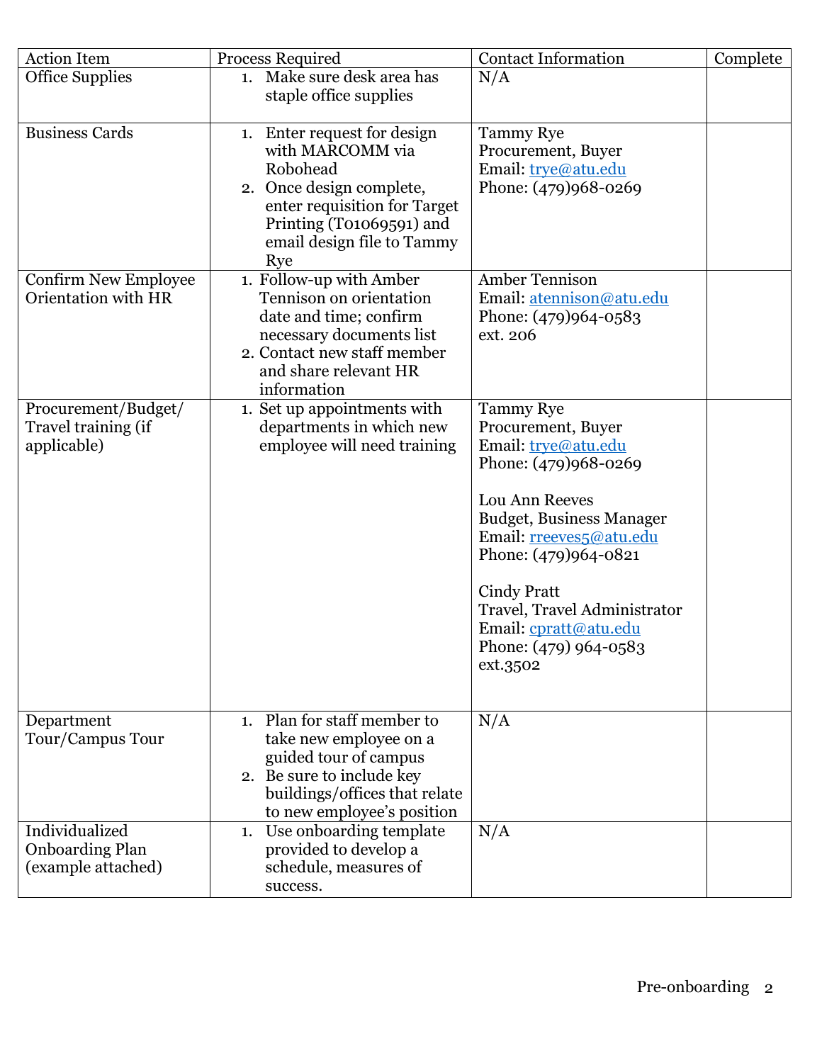| Action Item | Process Required | Contact Information | Complete |
|---|---|---|---|
| Office Supplies | 1. Make sure desk area has staple office supplies | N/A | |
| Business Cards | 1. Enter request for design with MARCOMM via Robohead<br>2. Once design complete, enter requisition for Target Printing (T01069591) and email design file to Tammy Rye | Tammy Rye<br>Procurement, Buyer<br>Email: trye@atu.edu<br>Phone: (479)968-0269 | |
| Confirm New Employee Orientation with HR | 1. Follow-up with Amber Tennison on orientation date and time; confirm necessary documents list<br>2. Contact new staff member and share relevant HR information | Amber Tennison<br>Email: atennison@atu.edu<br>Phone: (479)964-0583 ext. 206 | |
| Procurement/Budget/ Travel training (if applicable) | 1. Set up appointments with departments in which new employee will need training | Tammy Rye<br>Procurement, Buyer<br>Email: trye@atu.edu<br>Phone: (479)968-0269<br><br>Lou Ann Reeves<br>Budget, Business Manager<br>Email: rreeves5@atu.edu<br>Phone: (479)964-0821<br><br>Cindy Pratt<br>Travel, Travel Administrator<br>Email: cpratt@atu.edu<br>Phone: (479) 964-0583 ext.3502 | |
| Department Tour/Campus Tour | 1. Plan for staff member to take new employee on a guided tour of campus<br>2. Be sure to include key buildings/offices that relate to new employee's position | N/A | |
| Individualized Onboarding Plan (example attached) | 1. Use onboarding template provided to develop a schedule, measures of success. | N/A | |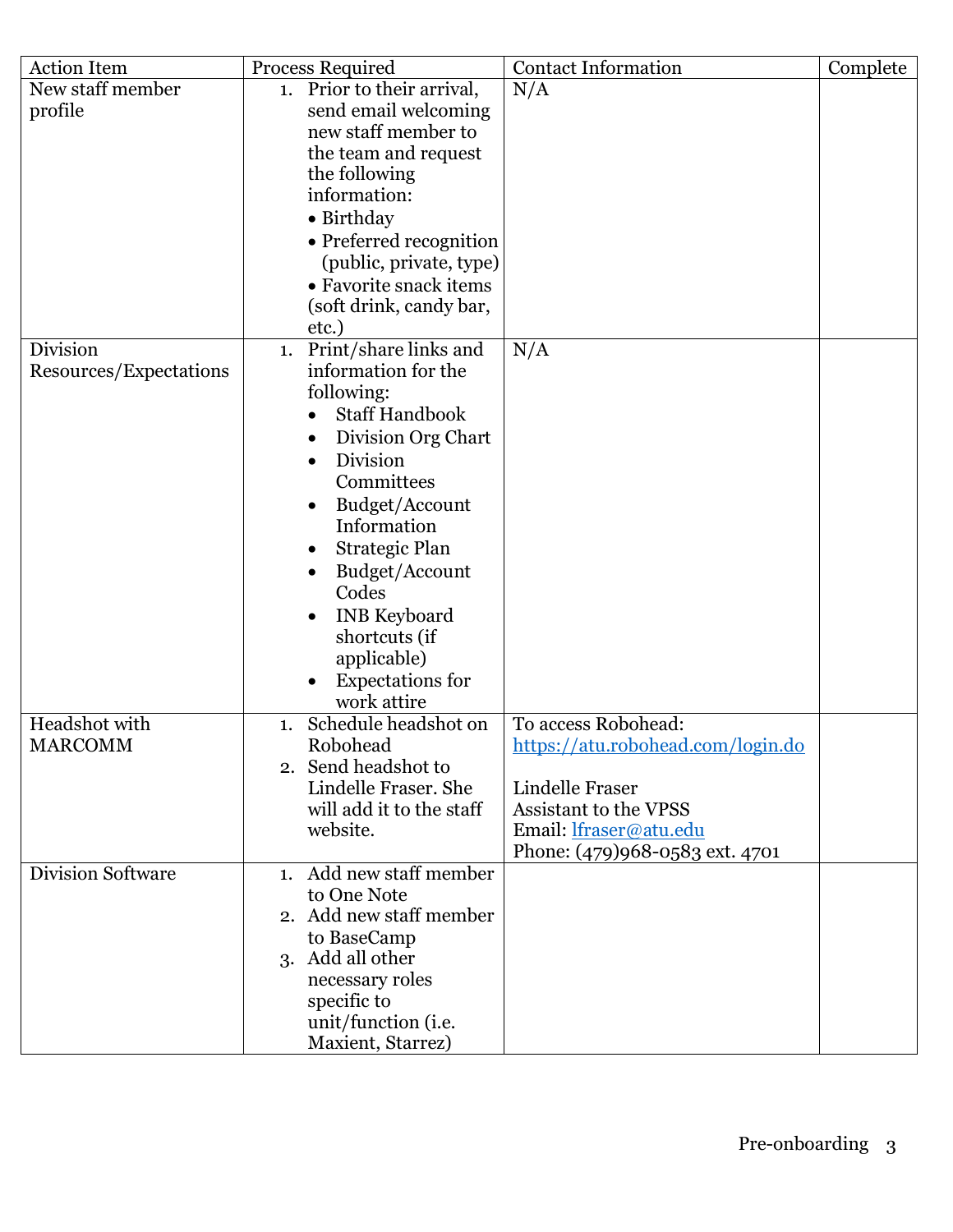| Action Item | Process Required | Contact Information | Complete |
|---|---|---|---|
| New staff member profile | 1. Prior to their arrival, send email welcoming new staff member to the team and request the following information:<br>• Birthday<br>• Preferred recognition (public, private, type)<br>• Favorite snack items (soft drink, candy bar, etc.) | N/A | |
| Division Resources/Expectations | 1. Print/share links and information for the following:<br>• Staff Handbook<br>• Division Org Chart<br>• Division Committees<br>• Budget/Account Information<br>• Strategic Plan<br>• Budget/Account Codes<br>• INB Keyboard shortcuts (if applicable)<br>• Expectations for work attire | N/A | |
| Headshot with MARCOMM | 1. Schedule headshot on Robohead<br>2. Send headshot to Lindelle Fraser. She will add it to the staff website. | To access Robohead: https://atu.robohead.com/login.do<br><br>Lindelle Fraser<br>Assistant to the VPSS<br>Email: lfraser@atu.edu<br>Phone: (479)968-0583 ext. 4701 | |
| Division Software | 1. Add new staff member to One Note<br>2. Add new staff member to BaseCamp<br>3. Add all other necessary roles specific to unit/function (i.e. Maxient, Starrez) | | |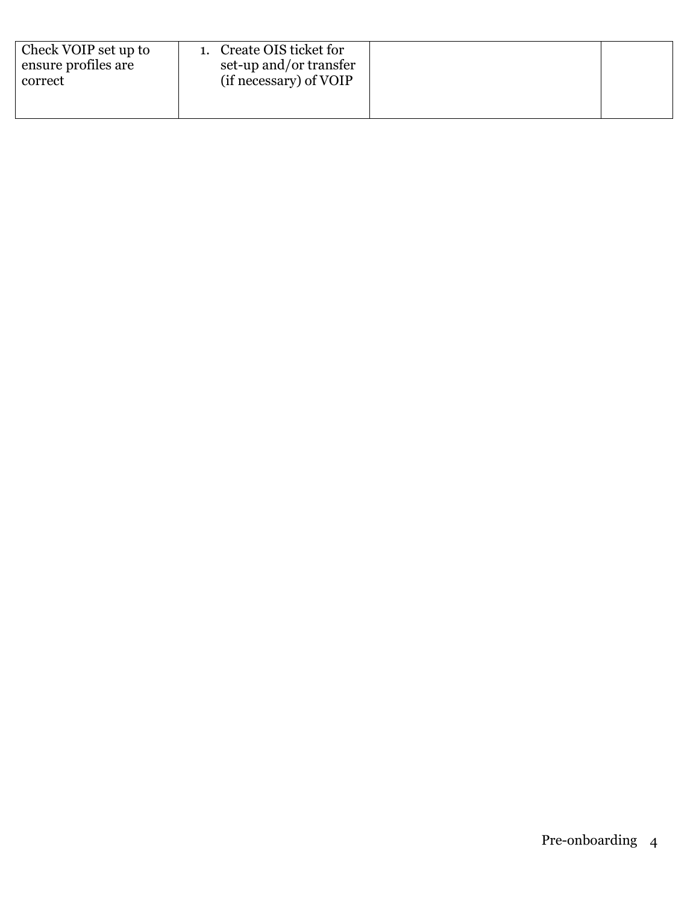| | | | |
|---|---|---|---|
| Check VOIP set up to ensure profiles are correct | 1. Create OIS ticket for set-up and/or transfer (if necessary) of VOIP | | |